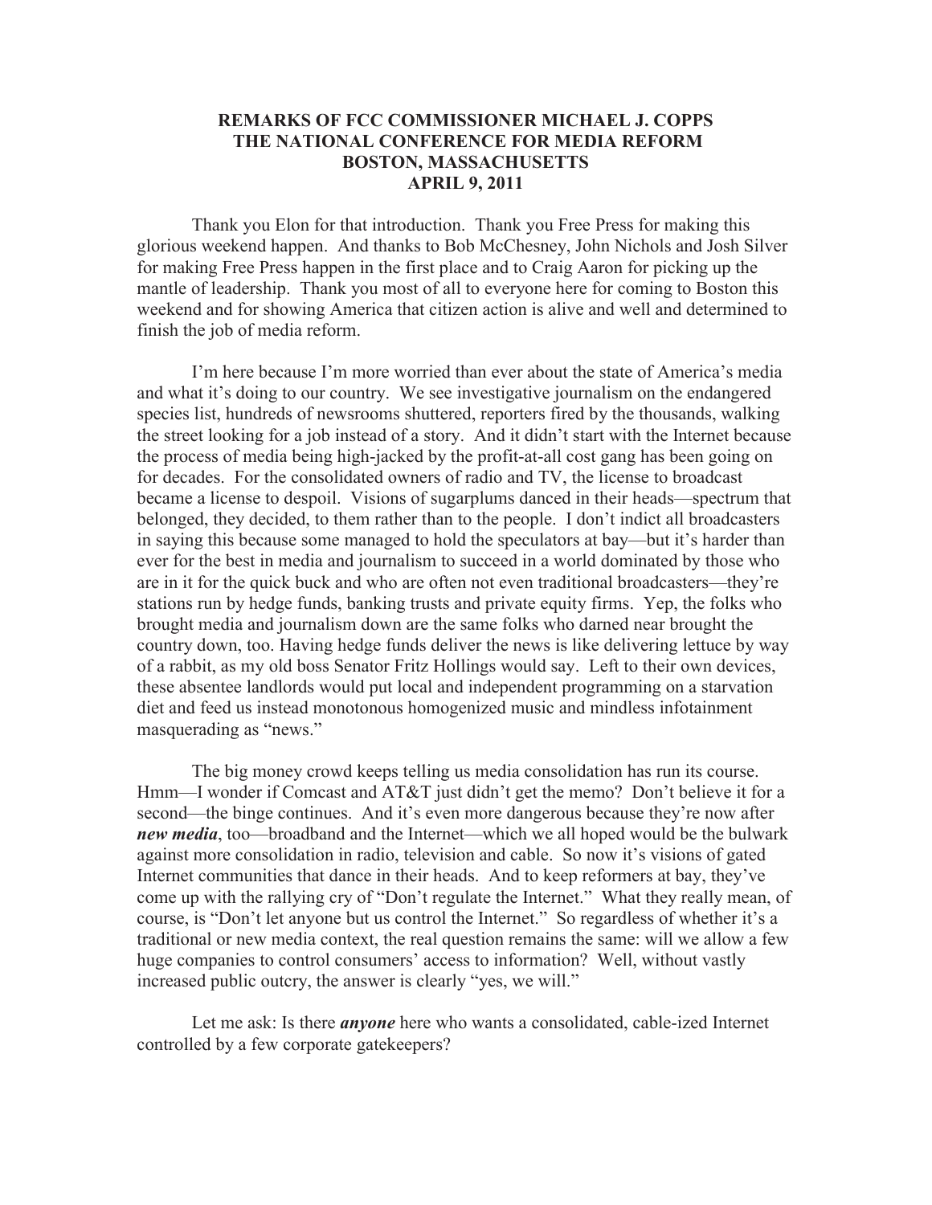# REMARKS OF FCC COMMISSIONER MICHAEL J. COPPS
# THE NATIONAL CONFERENCE FOR MEDIA REFORM
# BOSTON, MASSACHUSETTS
# APRIL 9, 2011

Thank you Elon for that introduction. Thank you Free Press for making this glorious weekend happen. And thanks to Bob McChesney, John Nichols and Josh Silver for making Free Press happen in the first place and to Craig Aaron for picking up the mantle of leadership. Thank you most of all to everyone here for coming to Boston this weekend and for showing America that citizen action is alive and well and determined to finish the job of media reform.

I'm here because I'm more worried than ever about the state of America's media and what it's doing to our country. We see investigative journalism on the endangered species list, hundreds of newsrooms shuttered, reporters fired by the thousands, walking the street looking for a job instead of a story. And it didn't start with the Internet because the process of media being high-jacked by the profit-at-all cost gang has been going on for decades. For the consolidated owners of radio and TV, the license to broadcast became a license to despoil. Visions of sugarplums danced in their heads—spectrum that belonged, they decided, to them rather than to the people. I don't indict all broadcasters in saying this because some managed to hold the speculators at bay—but it's harder than ever for the best in media and journalism to succeed in a world dominated by those who are in it for the quick buck and who are often not even traditional broadcasters—they're stations run by hedge funds, banking trusts and private equity firms. Yep, the folks who brought media and journalism down are the same folks who darned near brought the country down, too. Having hedge funds deliver the news is like delivering lettuce by way of a rabbit, as my old boss Senator Fritz Hollings would say. Left to their own devices, these absentee landlords would put local and independent programming on a starvation diet and feed us instead monotonous homogenized music and mindless infotainment masquerading as "news."

The big money crowd keeps telling us media consolidation has run its course. Hmm—I wonder if Comcast and AT&T just didn't get the memo? Don't believe it for a second—the binge continues. And it's even more dangerous because they're now after ***new media***, too—broadband and the Internet—which we all hoped would be the bulwark against more consolidation in radio, television and cable. So now it's visions of gated Internet communities that dance in their heads. And to keep reformers at bay, they've come up with the rallying cry of "Don't regulate the Internet." What they really mean, of course, is "Don't let anyone but us control the Internet." So regardless of whether it's a traditional or new media context, the real question remains the same: will we allow a few huge companies to control consumers' access to information? Well, without vastly increased public outcry, the answer is clearly "yes, we will."

Let me ask: Is there ***anyone*** here who wants a consolidated, cable-ized Internet controlled by a few corporate gatekeepers?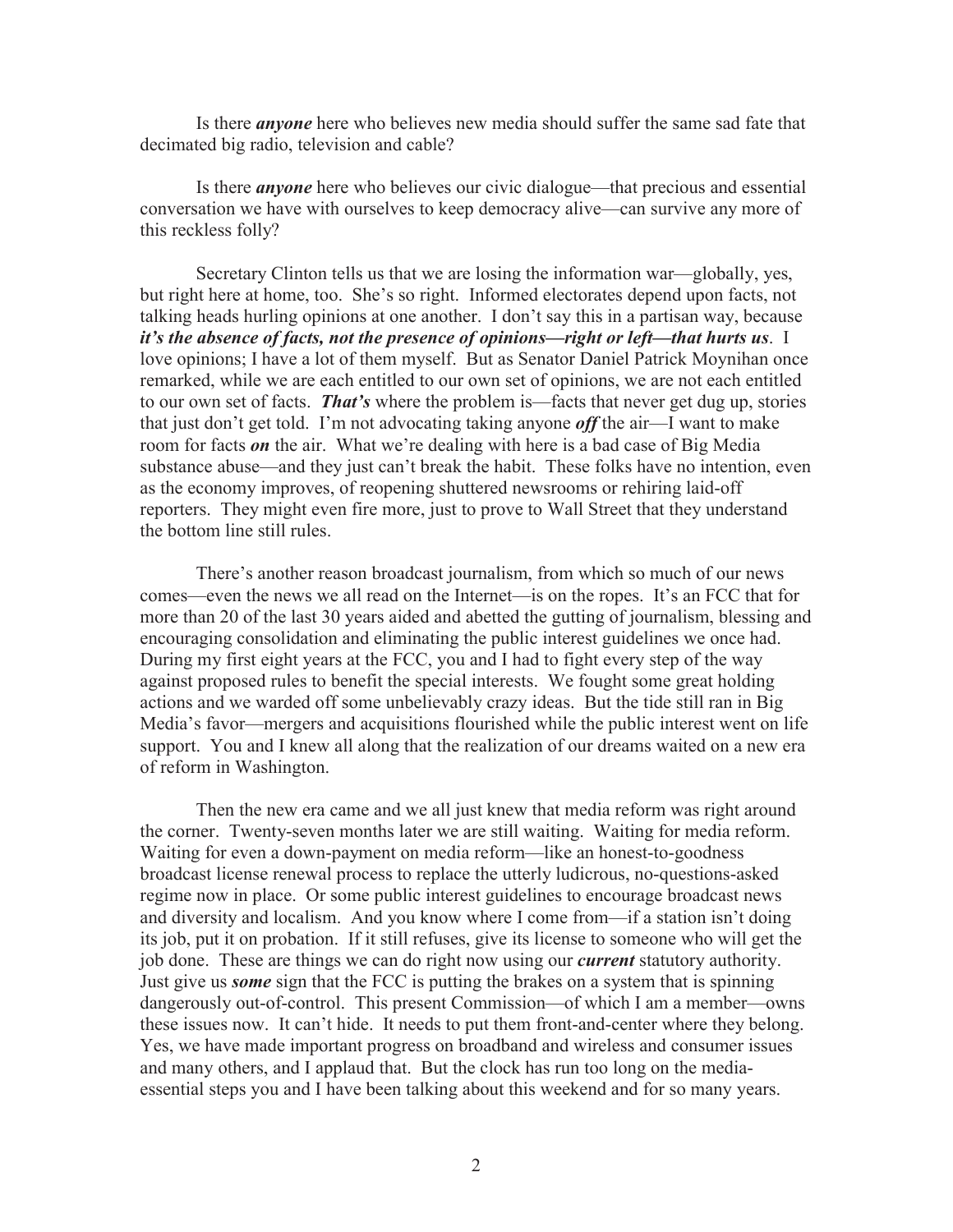Is there ***anyone*** here who believes new media should suffer the same sad fate that decimated big radio, television and cable?

Is there ***anyone*** here who believes our civic dialogue—that precious and essential conversation we have with ourselves to keep democracy alive—can survive any more of this reckless folly?

Secretary Clinton tells us that we are losing the information war—globally, yes, but right here at home, too. She's so right. Informed electorates depend upon facts, not talking heads hurling opinions at one another. I don't say this in a partisan way, because ***it's the absence of facts, not the presence of opinions—right or left—that hurts us***. I love opinions; I have a lot of them myself. But as Senator Daniel Patrick Moynihan once remarked, while we are each entitled to our own set of opinions, we are not each entitled to our own set of facts. ***That's*** where the problem is—facts that never get dug up, stories that just don't get told. I'm not advocating taking anyone ***off*** the air—I want to make room for facts ***on*** the air. What we're dealing with here is a bad case of Big Media substance abuse—and they just can't break the habit. These folks have no intention, even as the economy improves, of reopening shuttered newsrooms or rehiring laid-off reporters. They might even fire more, just to prove to Wall Street that they understand the bottom line still rules.

There's another reason broadcast journalism, from which so much of our news comes—even the news we all read on the Internet—is on the ropes. It's an FCC that for more than 20 of the last 30 years aided and abetted the gutting of journalism, blessing and encouraging consolidation and eliminating the public interest guidelines we once had. During my first eight years at the FCC, you and I had to fight every step of the way against proposed rules to benefit the special interests. We fought some great holding actions and we warded off some unbelievably crazy ideas. But the tide still ran in Big Media's favor—mergers and acquisitions flourished while the public interest went on life support. You and I knew all along that the realization of our dreams waited on a new era of reform in Washington.

Then the new era came and we all just knew that media reform was right around the corner. Twenty-seven months later we are still waiting. Waiting for media reform. Waiting for even a down-payment on media reform—like an honest-to-goodness broadcast license renewal process to replace the utterly ludicrous, no-questions-asked regime now in place. Or some public interest guidelines to encourage broadcast news and diversity and localism. And you know where I come from—if a station isn't doing its job, put it on probation. If it still refuses, give its license to someone who will get the job done. These are things we can do right now using our ***current*** statutory authority. Just give us ***some*** sign that the FCC is putting the brakes on a system that is spinning dangerously out-of-control. This present Commission—of which I am a member—owns these issues now. It can't hide. It needs to put them front-and-center where they belong. Yes, we have made important progress on broadband and wireless and consumer issues and many others, and I applaud that. But the clock has run too long on the media-essential steps you and I have been talking about this weekend and for so many years.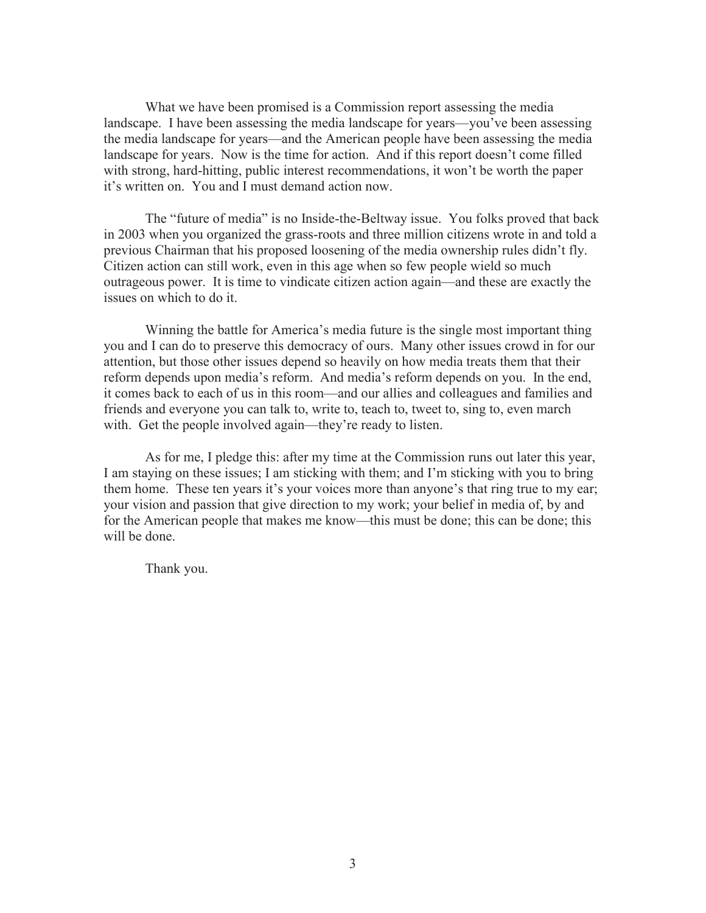What we have been promised is a Commission report assessing the media landscape. I have been assessing the media landscape for years—you've been assessing the media landscape for years—and the American people have been assessing the media landscape for years. Now is the time for action. And if this report doesn't come filled with strong, hard-hitting, public interest recommendations, it won't be worth the paper it's written on. You and I must demand action now.

The "future of media" is no Inside-the-Beltway issue. You folks proved that back in 2003 when you organized the grass-roots and three million citizens wrote in and told a previous Chairman that his proposed loosening of the media ownership rules didn't fly. Citizen action can still work, even in this age when so few people wield so much outrageous power. It is time to vindicate citizen action again—and these are exactly the issues on which to do it.

Winning the battle for America's media future is the single most important thing you and I can do to preserve this democracy of ours. Many other issues crowd in for our attention, but those other issues depend so heavily on how media treats them that their reform depends upon media's reform. And media's reform depends on you. In the end, it comes back to each of us in this room—and our allies and colleagues and families and friends and everyone you can talk to, write to, teach to, tweet to, sing to, even march with. Get the people involved again—they're ready to listen.

As for me, I pledge this: after my time at the Commission runs out later this year, I am staying on these issues; I am sticking with them; and I'm sticking with you to bring them home. These ten years it's your voices more than anyone's that ring true to my ear; your vision and passion that give direction to my work; your belief in media of, by and for the American people that makes me know—this must be done; this can be done; this will be done.

Thank you.